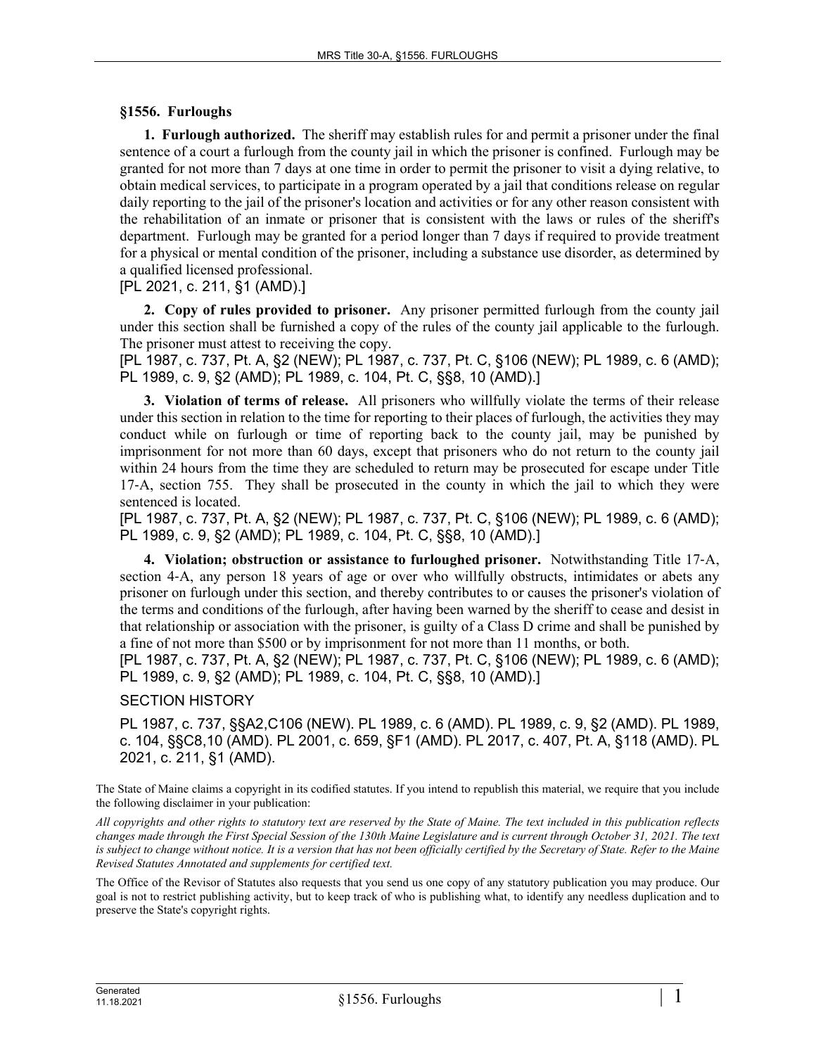## §1556. Furloughs

**1. Furlough authorized.** The sheriff may establish rules for and permit a prisoner under the final sentence of a court a furlough from the county jail in which the prisoner is confined. Furlough may be granted for not more than 7 days at one time in order to permit the prisoner to visit a dying relative, to obtain medical services, to participate in a program operated by a jail that conditions release on regular daily reporting to the jail of the prisoner's location and activities or for any other reason consistent with the rehabilitation of an inmate or prisoner that is consistent with the laws or rules of the sheriff's department. Furlough may be granted for a period longer than 7 days if required to provide treatment for a physical or mental condition of the prisoner, including a substance use disorder, as determined by a qualified licensed professional.

[PL 2021, c. 211, §1 (AMD).]

**2. Copy of rules provided to prisoner.** Any prisoner permitted furlough from the county jail under this section shall be furnished a copy of the rules of the county jail applicable to the furlough. The prisoner must attest to receiving the copy.

[PL 1987, c. 737, Pt. A, §2 (NEW); PL 1987, c. 737, Pt. C, §106 (NEW); PL 1989, c. 6 (AMD); PL 1989, c. 9, §2 (AMD); PL 1989, c. 104, Pt. C, §§8, 10 (AMD).]

**3. Violation of terms of release.** All prisoners who willfully violate the terms of their release under this section in relation to the time for reporting to their places of furlough, the activities they may conduct while on furlough or time of reporting back to the county jail, may be punished by imprisonment for not more than 60 days, except that prisoners who do not return to the county jail within 24 hours from the time they are scheduled to return may be prosecuted for escape under Title 17-A, section 755. They shall be prosecuted in the county in which the jail to which they were sentenced is located.

[PL 1987, c. 737, Pt. A, §2 (NEW); PL 1987, c. 737, Pt. C, §106 (NEW); PL 1989, c. 6 (AMD); PL 1989, c. 9, §2 (AMD); PL 1989, c. 104, Pt. C, §§8, 10 (AMD).]

**4. Violation; obstruction or assistance to furloughed prisoner.** Notwithstanding Title 17-A, section 4-A, any person 18 years of age or over who willfully obstructs, intimidates or abets any prisoner on furlough under this section, and thereby contributes to or causes the prisoner's violation of the terms and conditions of the furlough, after having been warned by the sheriff to cease and desist in that relationship or association with the prisoner, is guilty of a Class D crime and shall be punished by a fine of not more than $500 or by imprisonment for not more than 11 months, or both.

[PL 1987, c. 737, Pt. A, §2 (NEW); PL 1987, c. 737, Pt. C, §106 (NEW); PL 1989, c. 6 (AMD); PL 1989, c. 9, §2 (AMD); PL 1989, c. 104, Pt. C, §§8, 10 (AMD).]

SECTION HISTORY

PL 1987, c. 737, §§A2,C106 (NEW). PL 1989, c. 6 (AMD). PL 1989, c. 9, §2 (AMD). PL 1989, c. 104, §§C8,10 (AMD). PL 2001, c. 659, §F1 (AMD). PL 2017, c. 407, Pt. A, §118 (AMD). PL 2021, c. 211, §1 (AMD).

The State of Maine claims a copyright in its codified statutes. If you intend to republish this material, we require that you include the following disclaimer in your publication:

*All copyrights and other rights to statutory text are reserved by the State of Maine. The text included in this publication reflects changes made through the First Special Session of the 130th Maine Legislature and is current through October 31, 2021. The text is subject to change without notice. It is a version that has not been officially certified by the Secretary of State. Refer to the Maine Revised Statutes Annotated and supplements for certified text.*

The Office of the Revisor of Statutes also requests that you send us one copy of any statutory publication you may produce. Our goal is not to restrict publishing activity, but to keep track of who is publishing what, to identify any needless duplication and to preserve the State's copyright rights.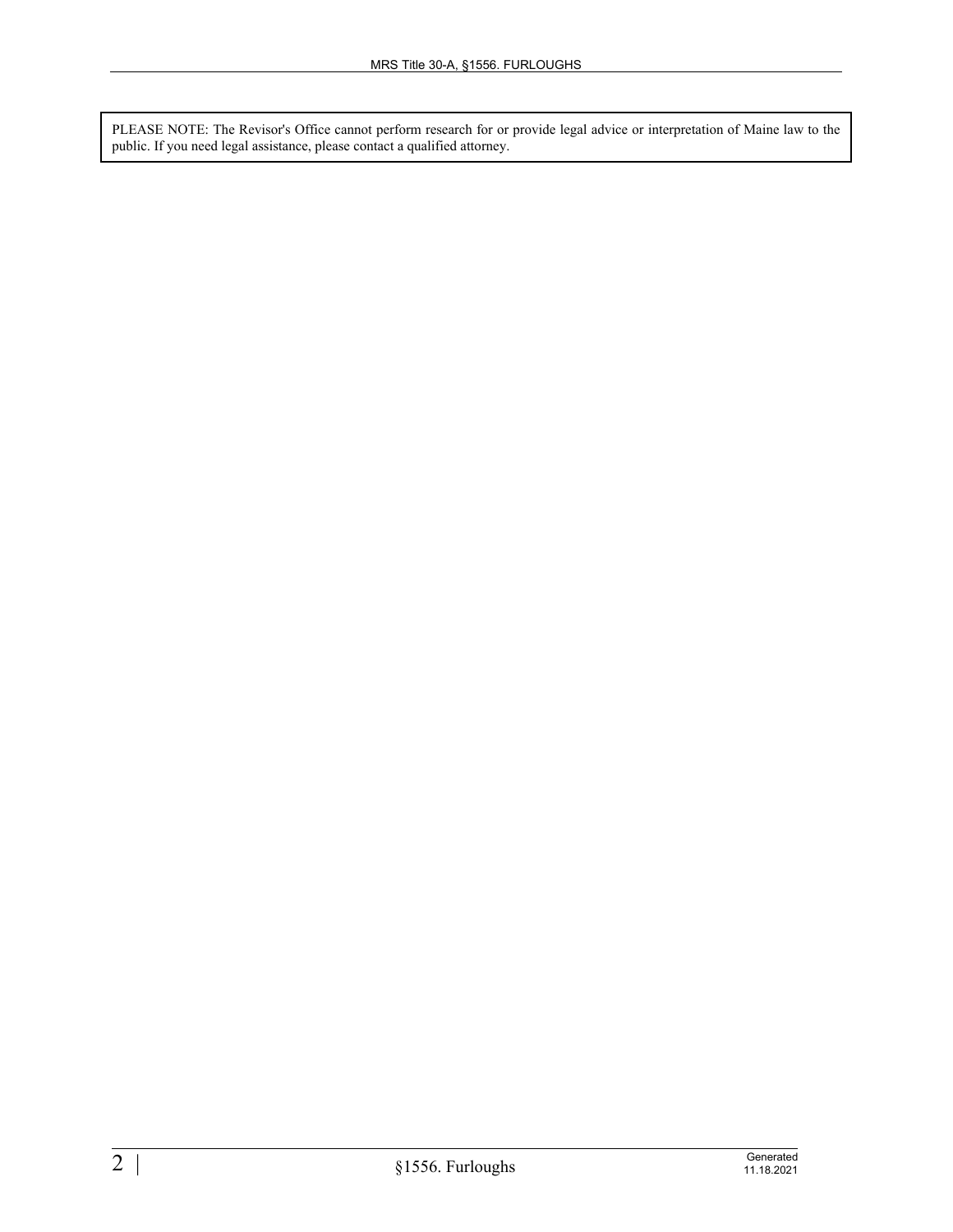PLEASE NOTE: The Revisor's Office cannot perform research for or provide legal advice or interpretation of Maine law to the public. If you need legal assistance, please contact a qualified attorney.